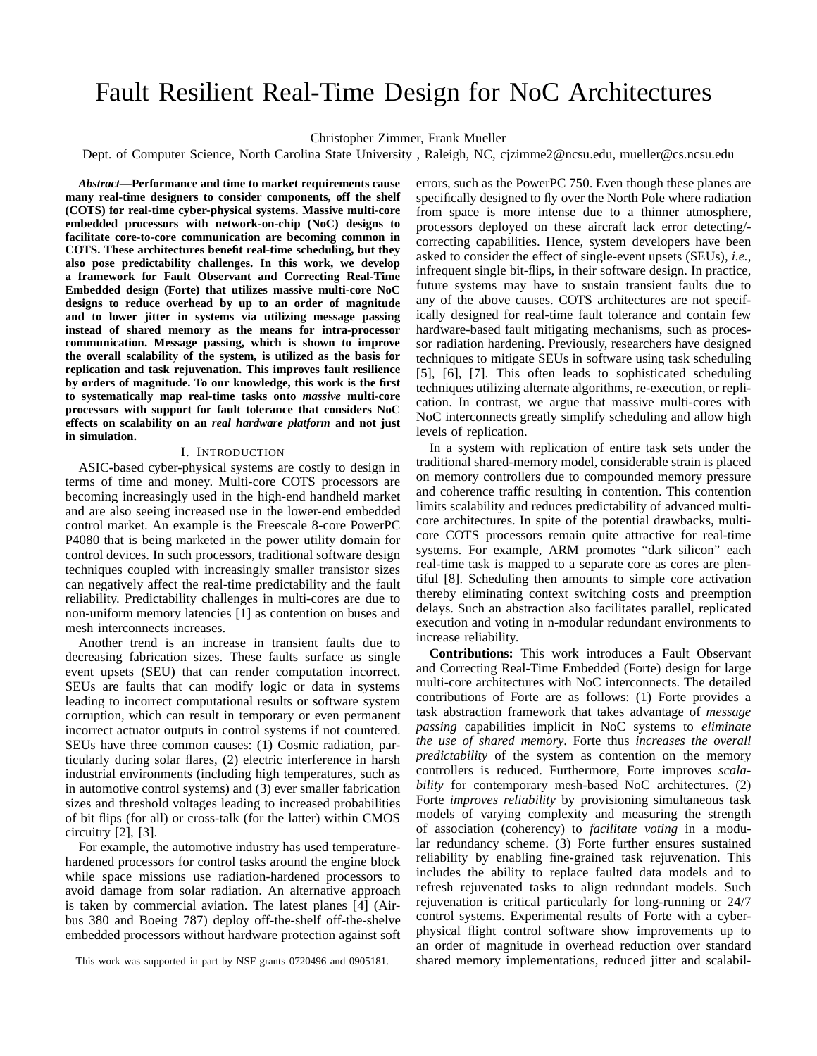# Fault Resilient Real-Time Design for NoC Architectures

Christopher Zimmer, Frank Mueller

Dept. of Computer Science, North Carolina State University , Raleigh, NC, cjzimme2@ncsu.edu, mueller@cs.ncsu.edu

***Abstract*—Performance and time to market requirements cause many real-time designers to consider components, off the shelf (COTS) for real-time cyber-physical systems. Massive multi-core embedded processors with network-on-chip (NoC) designs to facilitate core-to-core communication are becoming common in COTS. These architectures benefit real-time scheduling, but they also pose predictability challenges. In this work, we develop a framework for Fault Observant and Correcting Real-Time Embedded design (Forte) that utilizes massive multi-core NoC designs to reduce overhead by up to an order of magnitude and to lower jitter in systems via utilizing message passing instead of shared memory as the means for intra-processor communication. Message passing, which is shown to improve the overall scalability of the system, is utilized as the basis for replication and task rejuvenation. This improves fault resilience by orders of magnitude. To our knowledge, this work is the first to systematically map real-time tasks onto *massive* multi-core processors with support for fault tolerance that considers NoC effects on scalability on an *real hardware platform* and not just in simulation.**

## I. Introduction

ASIC-based cyber-physical systems are costly to design in terms of time and money. Multi-core COTS processors are becoming increasingly used in the high-end handheld market and are also seeing increased use in the lower-end embedded control market. An example is the Freescale 8-core PowerPC P4080 that is being marketed in the power utility domain for control devices. In such processors, traditional software design techniques coupled with increasingly smaller transistor sizes can negatively affect the real-time predictability and the fault reliability. Predictability challenges in multi-cores are due to non-uniform memory latencies [1] as contention on buses and mesh interconnects increases.

Another trend is an increase in transient faults due to decreasing fabrication sizes. These faults surface as single event upsets (SEU) that can render computation incorrect. SEUs are faults that can modify logic or data in systems leading to incorrect computational results or software system corruption, which can result in temporary or even permanent incorrect actuator outputs in control systems if not countered. SEUs have three common causes: (1) Cosmic radiation, particularly during solar flares, (2) electric interference in harsh industrial environments (including high temperatures, such as in automotive control systems) and (3) ever smaller fabrication sizes and threshold voltages leading to increased probabilities of bit flips (for all) or cross-talk (for the latter) within CMOS circuitry [2], [3].

For example, the automotive industry has used temperature-hardened processors for control tasks around the engine block while space missions use radiation-hardened processors to avoid damage from solar radiation. An alternative approach is taken by commercial aviation. The latest planes [4] (Airbus 380 and Boeing 787) deploy off-the-shelf off-the-shelve embedded processors without hardware protection against soft errors, such as the PowerPC 750. Even though these planes are specifically designed to fly over the North Pole where radiation from space is more intense due to a thinner atmosphere, processors deployed on these aircraft lack error detecting/-correcting capabilities. Hence, system developers have been asked to consider the effect of single-event upsets (SEUs), *i.e.*, infrequent single bit-flips, in their software design. In practice, future systems may have to sustain transient faults due to any of the above causes. COTS architectures are not specifically designed for real-time fault tolerance and contain few hardware-based fault mitigating mechanisms, such as processor radiation hardening. Previously, researchers have designed techniques to mitigate SEUs in software using task scheduling [5], [6], [7]. This often leads to sophisticated scheduling techniques utilizing alternate algorithms, re-execution, or replication. In contrast, we argue that massive multi-cores with NoC interconnects greatly simplify scheduling and allow high levels of replication.

In a system with replication of entire task sets under the traditional shared-memory model, considerable strain is placed on memory controllers due to compounded memory pressure and coherence traffic resulting in contention. This contention limits scalability and reduces predictability of advanced multi-core architectures. In spite of the potential drawbacks, multi-core COTS processors remain quite attractive for real-time systems. For example, ARM promotes “dark silicon” each real-time task is mapped to a separate core as cores are plentiful [8]. Scheduling then amounts to simple core activation thereby eliminating context switching costs and preemption delays. Such an abstraction also facilitates parallel, replicated execution and voting in n-modular redundant environments to increase reliability.

**Contributions:** This work introduces a Fault Observant and Correcting Real-Time Embedded (Forte) design for large multi-core architectures with NoC interconnects. The detailed contributions of Forte are as follows: (1) Forte provides a task abstraction framework that takes advantage of *message passing* capabilities implicit in NoC systems to *eliminate the use of shared memory*. Forte thus *increases the overall predictability* of the system as contention on the memory controllers is reduced. Furthermore, Forte improves *scalability* for contemporary mesh-based NoC architectures. (2) Forte *improves reliability* by provisioning simultaneous task models of varying complexity and measuring the strength of association (coherency) to *facilitate voting* in a modular redundancy scheme. (3) Forte further ensures sustained reliability by enabling fine-grained task rejuvenation. This includes the ability to replace faulted data models and to refresh rejuvenated tasks to align redundant models. Such rejuvenation is critical particularly for long-running or 24/7 control systems. Experimental results of Forte with a cyber-physical flight control software show improvements up to an order of magnitude in overhead reduction over standard shared memory implementations, reduced jitter and scalabil-

This work was supported in part by NSF grants 0720496 and 0905181.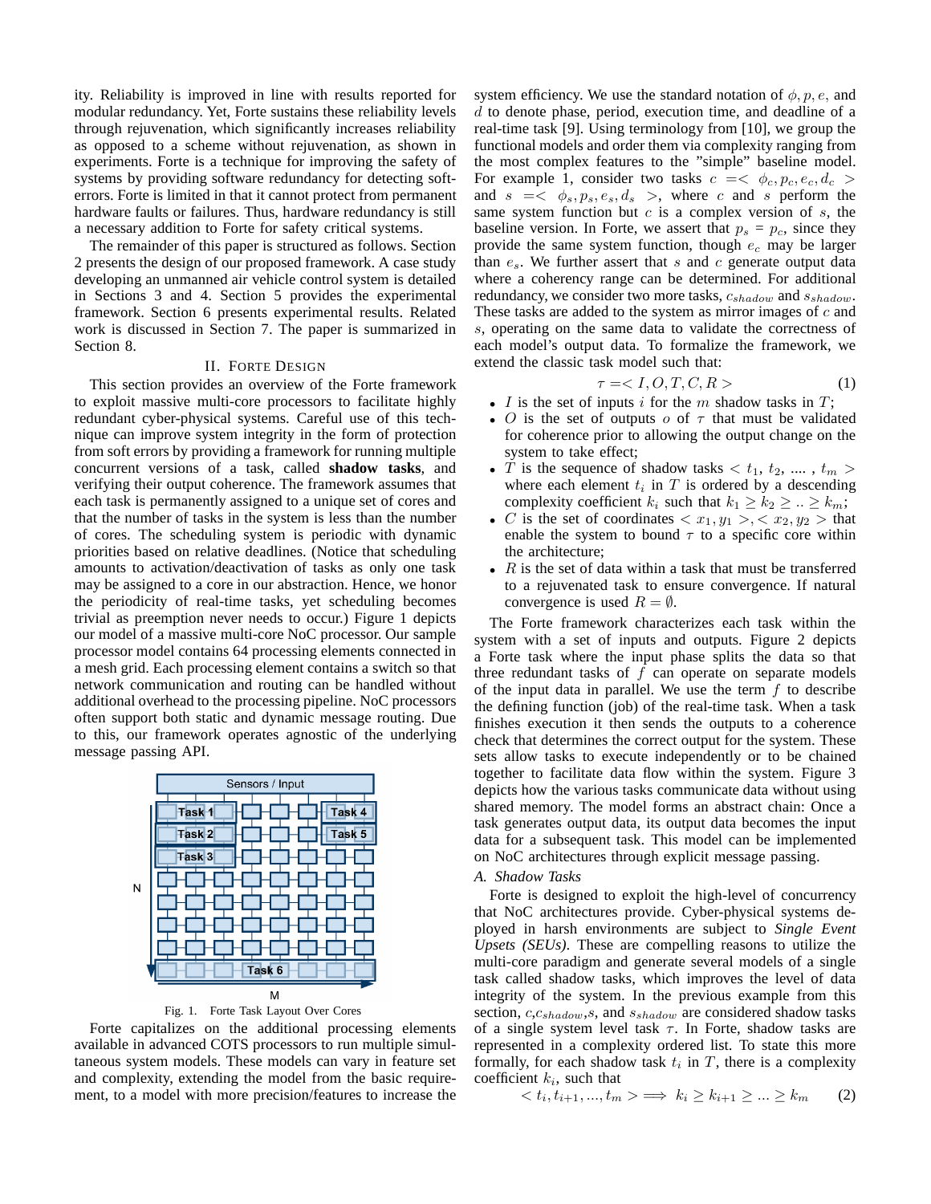ity. Reliability is improved in line with results reported for modular redundancy. Yet, Forte sustains these reliability levels through rejuvenation, which significantly increases reliability as opposed to a scheme without rejuvenation, as shown in experiments. Forte is a technique for improving the safety of systems by providing software redundancy for detecting soft-errors. Forte is limited in that it cannot protect from permanent hardware faults or failures. Thus, hardware redundancy is still a necessary addition to Forte for safety critical systems.

The remainder of this paper is structured as follows. Section 2 presents the design of our proposed framework. A case study developing an unmanned air vehicle control system is detailed in Sections 3 and 4. Section 5 provides the experimental framework. Section 6 presents experimental results. Related work is discussed in Section 7. The paper is summarized in Section 8.

## II. Forte Design

This section provides an overview of the Forte framework to exploit massive multi-core processors to facilitate highly redundant cyber-physical systems. Careful use of this technique can improve system integrity in the form of protection from soft errors by providing a framework for running multiple concurrent versions of a task, called **shadow tasks**, and verifying their output coherence. The framework assumes that each task is permanently assigned to a unique set of cores and that the number of tasks in the system is less than the number of cores. The scheduling system is periodic with dynamic priorities based on relative deadlines. (Notice that scheduling amounts to activation/deactivation of tasks as only one task may be assigned to a core in our abstraction. Hence, we honor the periodicity of real-time tasks, yet scheduling becomes trivial as preemption never needs to occur.) Figure 1 depicts our model of a massive multi-core NoC processor. Our sample processor model contains 64 processing elements connected in a mesh grid. Each processing element contains a switch so that network communication and routing can be handled without additional overhead to the processing pipeline. NoC processors often support both static and dynamic message routing. Due to this, our framework operates agnostic of the underlying message passing API.

Sensors / Input

Task 1

Task 2

Task 3

Task 4

Task 5

Task 6

N

M

Fig. 1. Forte Task Layout Over Cores

Forte capitalizes on the additional processing elements available in advanced COTS processors to run multiple simultaneous system models. These models can vary in feature set and complexity, extending the model from the basic requirement, to a model with more precision/features to increase the system efficiency. We use the standard notation of $\phi, p, e$, and $d$ to denote phase, period, execution time, and deadline of a real-time task [9]. Using terminology from [10], we group the functional models and order them via complexity ranging from the most complex features to the "simple" baseline model. For example 1, consider two tasks $c = <\phi_c, p_c, e_c, d_c>$ and $s = <\phi_s, p_s, e_s, d_s>$, where $c$ and $s$ perform the same system function but $c$ is a complex version of $s$, the baseline version. In Forte, we assert that $p_s = p_c$, since they provide the same system function, though $e_c$ may be larger than $e_s$. We further assert that $s$ and $c$ generate output data where a coherency range can be determined. For additional redundancy, we consider two more tasks, $c_{shadow}$ and $s_{shadow}$. These tasks are added to the system as mirror images of $c$ and $s$, operating on the same data to validate the correctness of each model's output data. To formalize the framework, we extend the classic task model such that:

$$\tau = < I, O, T, C, R > \tag{1}$$

- $I$ is the set of inputs $i$ for the $m$ shadow tasks in $T$;
- $O$ is the set of outputs $o$ of $\tau$ that must be validated for coherence prior to allowing the output change on the system to take effect;
- $T$ is the sequence of shadow tasks $< t_1, t_2, .... , t_m >$ where each element $t_i$ in $T$ is ordered by a descending complexity coefficient $k_i$ such that $k_1 \geq k_2 \geq .. \geq k_m$;
- $C$ is the set of coordinates $< x_1, y_1 >, < x_2, y_2 >$ that enable the system to bound $\tau$ to a specific core within the architecture;
- $R$ is the set of data within a task that must be transferred to a rejuvenated task to ensure convergence. If natural convergence is used $R = \emptyset$.

The Forte framework characterizes each task within the system with a set of inputs and outputs. Figure 2 depicts a Forte task where the input phase splits the data so that three redundant tasks of $f$ can operate on separate models of the input data in parallel. We use the term $f$ to describe the defining function (job) of the real-time task. When a task finishes execution it then sends the outputs to a coherence check that determines the correct output for the system. These sets allow tasks to execute independently or to be chained together to facilitate data flow within the system. Figure 3 depicts how the various tasks communicate data without using shared memory. The model forms an abstract chain: Once a task generates output data, its output data becomes the input data for a subsequent task. This model can be implemented on NoC architectures through explicit message passing.

### A. Shadow Tasks

Forte is designed to exploit the high-level of concurrency that NoC architectures provide. Cyber-physical systems deployed in harsh environments are subject to *Single Event Upsets (SEUs)*. These are compelling reasons to utilize the multi-core paradigm and generate several models of a single task called shadow tasks, which improves the level of data integrity of the system. In the previous example from this section, $c$,$c_{shadow}$,$s$, and $s_{shadow}$ are considered shadow tasks of a single system level task $\tau$. In Forte, shadow tasks are represented in a complexity ordered list. To state this more formally, for each shadow task $t_i$ in $T$, there is a complexity coefficient $k_i$, such that

$$< t_i, t_{i+1}, ..., t_m > \implies k_i \geq k_{i+1} \geq ... \geq k_m \tag{2}$$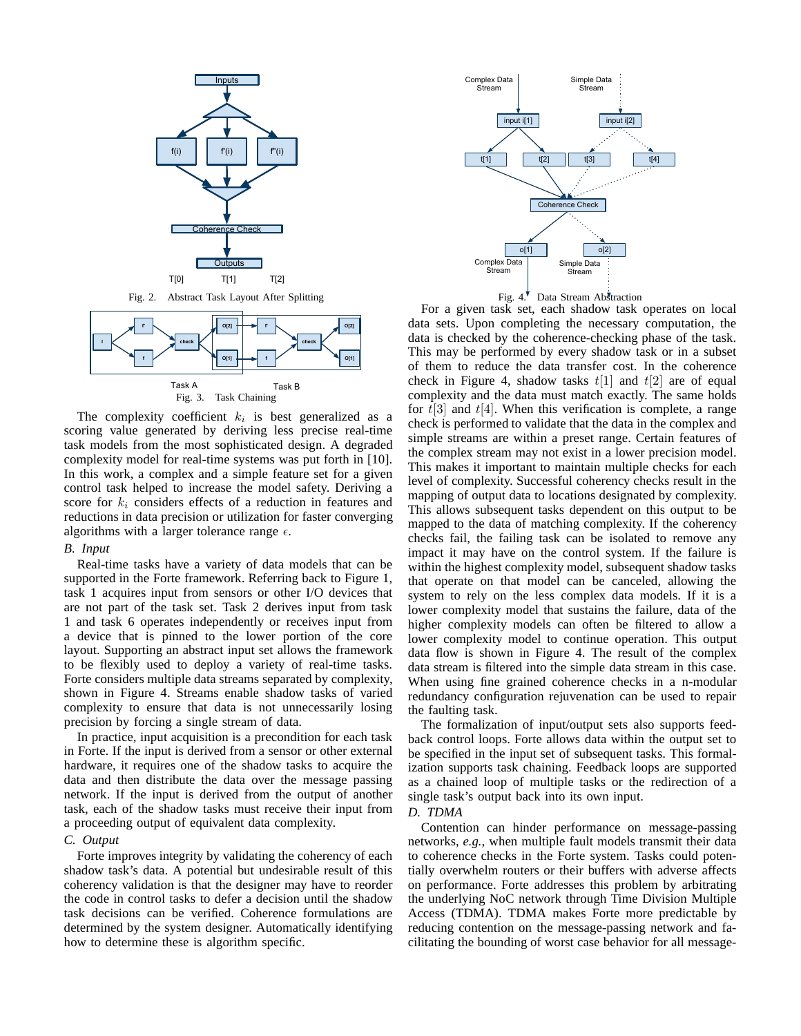Inputs

f(i)

f'(i)

f''(i)

Coherence Check

Outputs

T[0]

T[1]

T[2]

Fig. 2. Abstract Task Layout After Splitting

i

f'

f

check

o[2]

o[1]

f'

f

check

o[2]

o[1]

Task A

Task B

Fig. 3. Task Chaining

The complexity coefficient $k_i$ is best generalized as a scoring value generated by deriving less precise real-time task models from the most sophisticated design. A degraded complexity model for real-time systems was put forth in [10]. In this work, a complex and a simple feature set for a given control task helped to increase the model safety. Deriving a score for $k_i$ considers effects of a reduction in features and reductions in data precision or utilization for faster converging algorithms with a larger tolerance range $\epsilon$.

### *B. Input*

Real-time tasks have a variety of data models that can be supported in the Forte framework. Referring back to Figure 1, task 1 acquires input from sensors or other I/O devices that are not part of the task set. Task 2 derives input from task 1 and task 6 operates independently or receives input from a device that is pinned to the lower portion of the core layout. Supporting an abstract input set allows the framework to be flexibly used to deploy a variety of real-time tasks. Forte considers multiple data streams separated by complexity, shown in Figure 4. Streams enable shadow tasks of varied complexity to ensure that data is not unnecessarily losing precision by forcing a single stream of data.

In practice, input acquisition is a precondition for each task in Forte. If the input is derived from a sensor or other external hardware, it requires one of the shadow tasks to acquire the data and then distribute the data over the message passing network. If the input is derived from the output of another task, each of the shadow tasks must receive their input from a proceeding output of equivalent data complexity.

### *C. Output*

Forte improves integrity by validating the coherency of each shadow task's data. A potential but undesirable result of this coherency validation is that the designer may have to reorder the code in control tasks to defer a decision until the shadow task decisions can be verified. Coherence formulations are determined by the system designer. Automatically identifying how to determine these is algorithm specific.

Complex Data Stream

Simple Data Stream

input i[1]

input i[2]

t[1]

t[2]

t[3]

t[4]

Coherence Check

o[1]

o[2]

Complex Data Stream

Simple Data Stream

Fig. 4. Data Stream Abstraction

For a given task set, each shadow task operates on local data sets. Upon completing the necessary computation, the data is checked by the coherence-checking phase of the task. This may be performed by every shadow task or in a subset of them to reduce the data transfer cost. In the coherence check in Figure 4, shadow tasks $t[1]$ and $t[2]$ are of equal complexity and the data must match exactly. The same holds for $t[3]$ and $t[4]$. When this verification is complete, a range check is performed to validate that the data in the complex and simple streams are within a preset range. Certain features of the complex stream may not exist in a lower precision model. This makes it important to maintain multiple checks for each level of complexity. Successful coherency checks result in the mapping of output data to locations designated by complexity. This allows subsequent tasks dependent on this output to be mapped to the data of matching complexity. If the coherency checks fail, the failing task can be isolated to remove any impact it may have on the control system. If the failure is within the highest complexity model, subsequent shadow tasks that operate on that model can be canceled, allowing the system to rely on the less complex data models. If it is a lower complexity model that sustains the failure, data of the higher complexity models can often be filtered to allow a lower complexity model to continue operation. This output data flow is shown in Figure 4. The result of the complex data stream is filtered into the simple data stream in this case. When using fine grained coherence checks in a n-modular redundancy configuration rejuvenation can be used to repair the faulting task.

The formalization of input/output sets also supports feedback control loops. Forte allows data within the output set to be specified in the input set of subsequent tasks. This formalization supports task chaining. Feedback loops are supported as a chained loop of multiple tasks or the redirection of a single task's output back into its own input.

### *D. TDMA*

Contention can hinder performance on message-passing networks, *e.g.,* when multiple fault models transmit their data to coherence checks in the Forte system. Tasks could potentially overwhelm routers or their buffers with adverse affects on performance. Forte addresses this problem by arbitrating the underlying NoC network through Time Division Multiple Access (TDMA). TDMA makes Forte more predictable by reducing contention on the message-passing network and facilitating the bounding of worst case behavior for all message-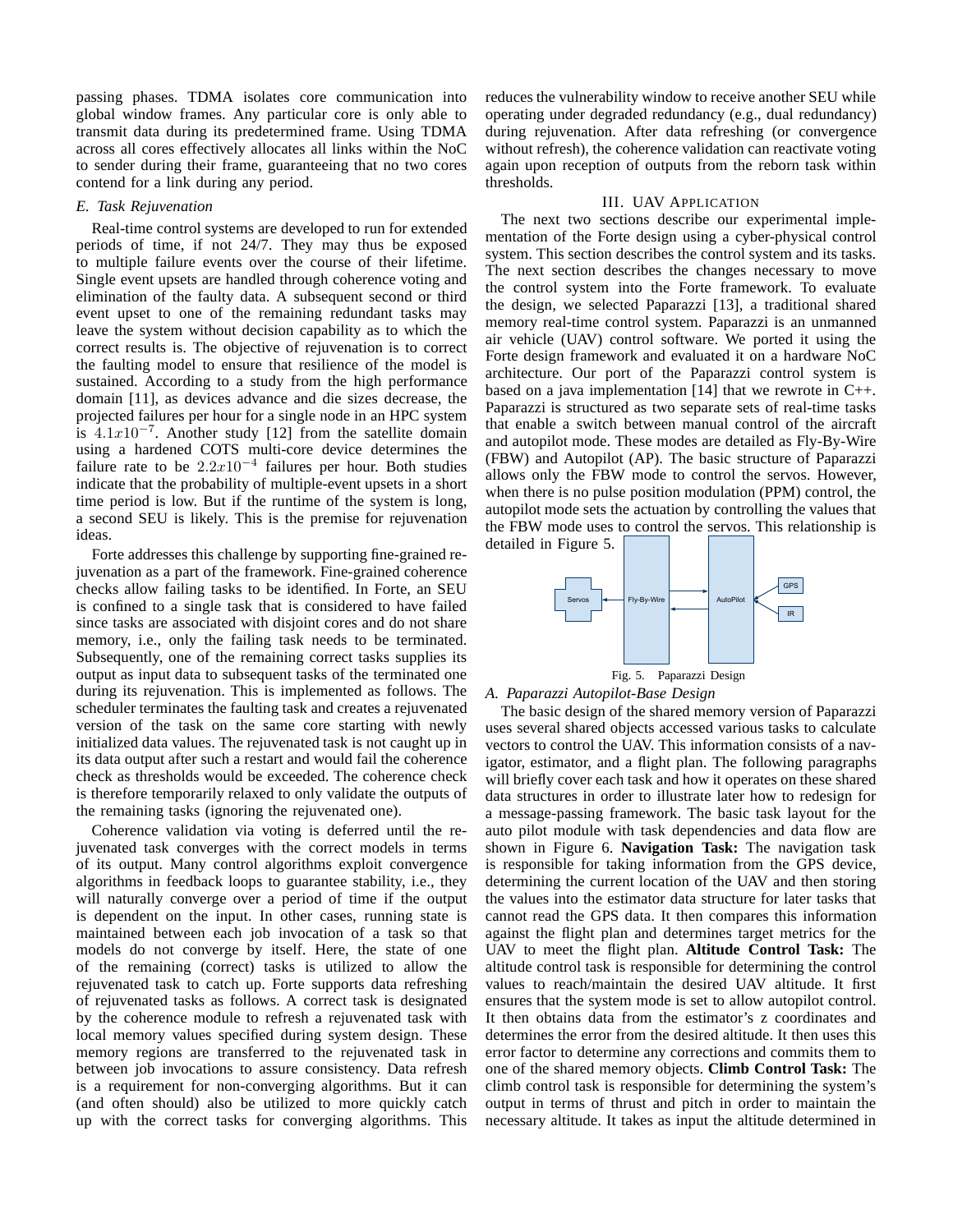passing phases. TDMA isolates core communication into global window frames. Any particular core is only able to transmit data during its predetermined frame. Using TDMA across all cores effectively allocates all links within the NoC to sender during their frame, guaranteeing that no two cores contend for a link during any period.

### E. Task Rejuvenation

Real-time control systems are developed to run for extended periods of time, if not 24/7. They may thus be exposed to multiple failure events over the course of their lifetime. Single event upsets are handled through coherence voting and elimination of the faulty data. A subsequent second or third event upset to one of the remaining redundant tasks may leave the system without decision capability as to which the correct results is. The objective of rejuvenation is to correct the faulting model to ensure that resilience of the model is sustained. According to a study from the high performance domain [11], as devices advance and die sizes decrease, the projected failures per hour for a single node in an HPC system is $4.1x10^{-7}$. Another study [12] from the satellite domain using a hardened COTS multi-core device determines the failure rate to be $2.2x10^{-4}$ failures per hour. Both studies indicate that the probability of multiple-event upsets in a short time period is low. But if the runtime of the system is long, a second SEU is likely. This is the premise for rejuvenation ideas.

Forte addresses this challenge by supporting fine-grained rejuvenation as a part of the framework. Fine-grained coherence checks allow failing tasks to be identified. In Forte, an SEU is confined to a single task that is considered to have failed since tasks are associated with disjoint cores and do not share memory, i.e., only the failing task needs to be terminated. Subsequently, one of the remaining correct tasks supplies its output as input data to subsequent tasks of the terminated one during its rejuvenation. This is implemented as follows. The scheduler terminates the faulting task and creates a rejuvenated version of the task on the same core starting with newly initialized data values. The rejuvenated task is not caught up in its data output after such a restart and would fail the coherence check as thresholds would be exceeded. The coherence check is therefore temporarily relaxed to only validate the outputs of the remaining tasks (ignoring the rejuvenated one).

Coherence validation via voting is deferred until the rejuvenated task converges with the correct models in terms of its output. Many control algorithms exploit convergence algorithms in feedback loops to guarantee stability, i.e., they will naturally converge over a period of time if the output is dependent on the input. In other cases, running state is maintained between each job invocation of a task so that models do not converge by itself. Here, the state of one of the remaining (correct) tasks is utilized to allow the rejuvenated task to catch up. Forte supports data refreshing of rejuvenated tasks as follows. A correct task is designated by the coherence module to refresh a rejuvenated task with local memory values specified during system design. These memory regions are transferred to the rejuvenated task in between job invocations to assure consistency. Data refresh is a requirement for non-converging algorithms. But it can (and often should) also be utilized to more quickly catch up with the correct tasks for converging algorithms. This reduces the vulnerability window to receive another SEU while operating under degraded redundancy (e.g., dual redundancy) during rejuvenation. After data refreshing (or convergence without refresh), the coherence validation can reactivate voting again upon reception of outputs from the reborn task within thresholds.

## III. UAV Application

The next two sections describe our experimental implementation of the Forte design using a cyber-physical control system. This section describes the control system and its tasks. The next section describes the changes necessary to move the control system into the Forte framework. To evaluate the design, we selected Paparazzi [13], a traditional shared memory real-time control system. Paparazzi is an unmanned air vehicle (UAV) control software. We ported it using the Forte design framework and evaluated it on a hardware NoC architecture. Our port of the Paparazzi control system is based on a java implementation [14] that we rewrote in C++. Paparazzi is structured as two separate sets of real-time tasks that enable a switch between manual control of the aircraft and autopilot mode. These modes are detailed as Fly-By-Wire (FBW) and Autopilot (AP). The basic structure of Paparazzi allows only the FBW mode to control the servos. However, when there is no pulse position modulation (PPM) control, the autopilot mode sets the actuation by controlling the values that the FBW mode uses to control the servos. This relationship is detailed in Figure 5.

Servos
Fly-By-Wire
AutoPilot
GPS
IR

Fig. 5. Paparazzi Design

### A. Paparazzi Autopilot-Base Design

The basic design of the shared memory version of Paparazzi uses several shared objects accessed various tasks to calculate vectors to control the UAV. This information consists of a navigator, estimator, and a flight plan. The following paragraphs will briefly cover each task and how it operates on these shared data structures in order to illustrate later how to redesign for a message-passing framework. The basic task layout for the auto pilot module with task dependencies and data flow are shown in Figure 6. **Navigation Task:** The navigation task is responsible for taking information from the GPS device, determining the current location of the UAV and then storing the values into the estimator data structure for later tasks that cannot read the GPS data. It then compares this information against the flight plan and determines target metrics for the UAV to meet the flight plan. **Altitude Control Task:** The altitude control task is responsible for determining the control values to reach/maintain the desired UAV altitude. It first ensures that the system mode is set to allow autopilot control. It then obtains data from the estimator's z coordinates and determines the error from the desired altitude. It then uses this error factor to determine any corrections and commits them to one of the shared memory objects. **Climb Control Task:** The climb control task is responsible for determining the system's output in terms of thrust and pitch in order to maintain the necessary altitude. It takes as input the altitude determined in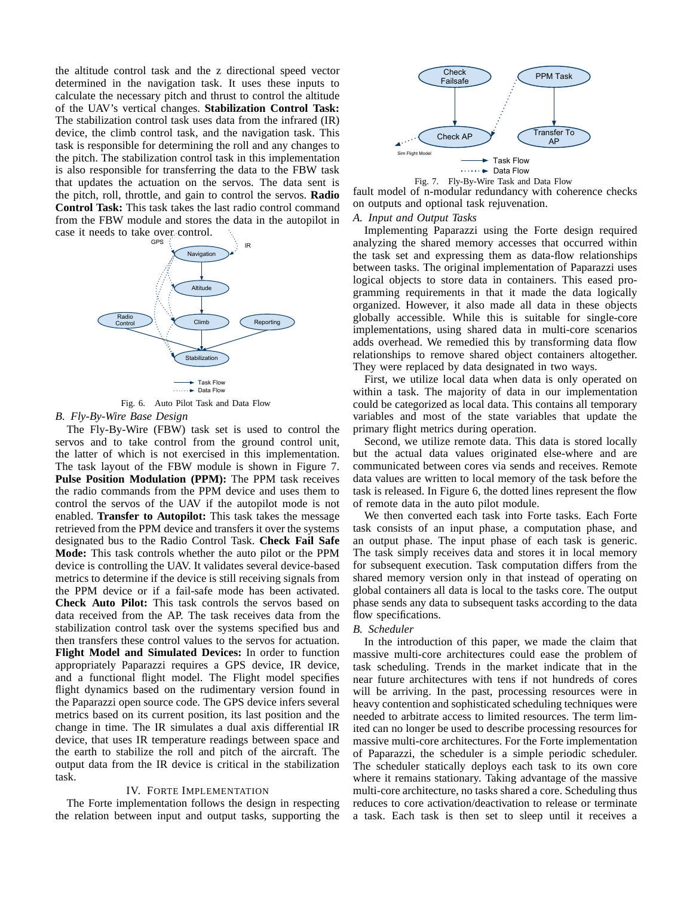the altitude control task and the z directional speed vector determined in the navigation task. It uses these inputs to calculate the necessary pitch and thrust to control the altitude of the UAV's vertical changes. **Stabilization Control Task:** The stabilization control task uses data from the infrared (IR) device, the climb control task, and the navigation task. This task is responsible for determining the roll and any changes to the pitch. The stabilization control task in this implementation is also responsible for transferring the data to the FBW task that updates the actuation on the servos. The data sent is the pitch, roll, throttle, and gain to control the servos. **Radio Control Task:** This task takes the last radio control command from the FBW module and stores the data in the autopilot in case it needs to take over control.

GPS
IR
Navigation
Altitude
Radio Control
Climb
Reporting
Stabilization
Task Flow
Data Flow

Fig. 6. Auto Pilot Task and Data Flow

### B. Fly-By-Wire Base Design

The Fly-By-Wire (FBW) task set is used to control the servos and to take control from the ground control unit, the latter of which is not exercised in this implementation. The task layout of the FBW module is shown in Figure 7. **Pulse Position Modulation (PPM):** The PPM task receives the radio commands from the PPM device and uses them to control the servos of the UAV if the autopilot mode is not enabled. **Transfer to Autopilot:** This task takes the message retrieved from the PPM device and transfers it over the systems designated bus to the Radio Control Task. **Check Fail Safe Mode:** This task controls whether the auto pilot or the PPM device is controlling the UAV. It validates several device-based metrics to determine if the device is still receiving signals from the PPM device or if a fail-safe mode has been activated. **Check Auto Pilot:** This task controls the servos based on data received from the AP. The task receives data from the stabilization control task over the systems specified bus and then transfers these control values to the servos for actuation. **Flight Model and Simulated Devices:** In order to function appropriately Paparazzi requires a GPS device, IR device, and a functional flight model. The Flight model specifies flight dynamics based on the rudimentary version found in the Paparazzi open source code. The GPS device infers several metrics based on its current position, its last position and the change in time. The IR simulates a dual axis differential IR device, that uses IR temperature readings between space and the earth to stabilize the roll and pitch of the aircraft. The output data from the IR device is critical in the stabilization task.

## IV. Forte Implementation

The Forte implementation follows the design in respecting the relation between input and output tasks, supporting the fault model of n-modular redundancy with coherence checks on outputs and optional task rejuvenation.

Check Failsafe
PPM Task
Check AP
Transfer To AP
Sim Flight Model
Task Flow
Data Flow

Fig. 7. Fly-By-Wire Task and Data Flow

### A. Input and Output Tasks

Implementing Paparazzi using the Forte design required analyzing the shared memory accesses that occurred within the task set and expressing them as data-flow relationships between tasks. The original implementation of Paparazzi uses logical objects to store data in containers. This eased programming requirements in that it made the data logically organized. However, it also made all data in these objects globally accessible. While this is suitable for single-core implementations, using shared data in multi-core scenarios adds overhead. We remedied this by transforming data flow relationships to remove shared object containers altogether. They were replaced by data designated in two ways.

First, we utilize local data when data is only operated on within a task. The majority of data in our implementation could be categorized as local data. This contains all temporary variables and most of the state variables that update the primary flight metrics during operation.

Second, we utilize remote data. This data is stored locally but the actual data values originated else-where and are communicated between cores via sends and receives. Remote data values are written to local memory of the task before the task is released. In Figure 6, the dotted lines represent the flow of remote data in the auto pilot module.

We then converted each task into Forte tasks. Each Forte task consists of an input phase, a computation phase, and an output phase. The input phase of each task is generic. The task simply receives data and stores it in local memory for subsequent execution. Task computation differs from the shared memory version only in that instead of operating on global containers all data is local to the tasks core. The output phase sends any data to subsequent tasks according to the data flow specifications.

### B. Scheduler

In the introduction of this paper, we made the claim that massive multi-core architectures could ease the problem of task scheduling. Trends in the market indicate that in the near future architectures with tens if not hundreds of cores will be arriving. In the past, processing resources were in heavy contention and sophisticated scheduling techniques were needed to arbitrate access to limited resources. The term limited can no longer be used to describe processing resources for massive multi-core architectures. For the Forte implementation of Paparazzi, the scheduler is a simple periodic scheduler. The scheduler statically deploys each task to its own core where it remains stationary. Taking advantage of the massive multi-core architecture, no tasks shared a core. Scheduling thus reduces to core activation/deactivation to release or terminate a task. Each task is then set to sleep until it receives a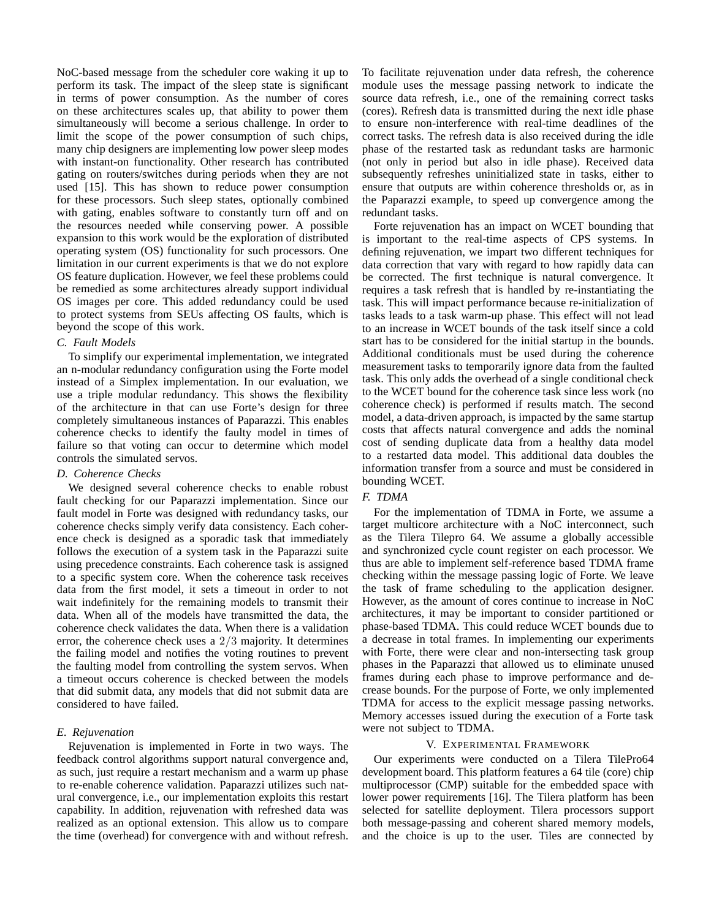NoC-based message from the scheduler core waking it up to perform its task. The impact of the sleep state is significant in terms of power consumption. As the number of cores on these architectures scales up, that ability to power them simultaneously will become a serious challenge. In order to limit the scope of the power consumption of such chips, many chip designers are implementing low power sleep modes with instant-on functionality. Other research has contributed gating on routers/switches during periods when they are not used [15]. This has shown to reduce power consumption for these processors. Such sleep states, optionally combined with gating, enables software to constantly turn off and on the resources needed while conserving power. A possible expansion to this work would be the exploration of distributed operating system (OS) functionality for such processors. One limitation in our current experiments is that we do not explore OS feature duplication. However, we feel these problems could be remedied as some architectures already support individual OS images per core. This added redundancy could be used to protect systems from SEUs affecting OS faults, which is beyond the scope of this work.

### C. Fault Models

To simplify our experimental implementation, we integrated an n-modular redundancy configuration using the Forte model instead of a Simplex implementation. In our evaluation, we use a triple modular redundancy. This shows the flexibility of the architecture in that can use Forte's design for three completely simultaneous instances of Paparazzi. This enables coherence checks to identify the faulty model in times of failure so that voting can occur to determine which model controls the simulated servos.

### D. Coherence Checks

We designed several coherence checks to enable robust fault checking for our Paparazzi implementation. Since our fault model in Forte was designed with redundancy tasks, our coherence checks simply verify data consistency. Each coherence check is designed as a sporadic task that immediately follows the execution of a system task in the Paparazzi suite using precedence constraints. Each coherence task is assigned to a specific system core. When the coherence task receives data from the first model, it sets a timeout in order to not wait indefinitely for the remaining models to transmit their data. When all of the models have transmitted the data, the coherence check validates the data. When there is a validation error, the coherence check uses a $2/3$ majority. It determines the failing model and notifies the voting routines to prevent the faulting model from controlling the system servos. When a timeout occurs coherence is checked between the models that did submit data, any models that did not submit data are considered to have failed.

### E. Rejuvenation

Rejuvenation is implemented in Forte in two ways. The feedback control algorithms support natural convergence and, as such, just require a restart mechanism and a warm up phase to re-enable coherence validation. Paparazzi utilizes such natural convergence, i.e., our implementation exploits this restart capability. In addition, rejuvenation with refreshed data was realized as an optional extension. This allow us to compare the time (overhead) for convergence with and without refresh. To facilitate rejuvenation under data refresh, the coherence module uses the message passing network to indicate the source data refresh, i.e., one of the remaining correct tasks (cores). Refresh data is transmitted during the next idle phase to ensure non-interference with real-time deadlines of the correct tasks. The refresh data is also received during the idle phase of the restarted task as redundant tasks are harmonic (not only in period but also in idle phase). Received data subsequently refreshes uninitialized state in tasks, either to ensure that outputs are within coherence thresholds or, as in the Paparazzi example, to speed up convergence among the redundant tasks.

Forte rejuvenation has an impact on WCET bounding that is important to the real-time aspects of CPS systems. In defining rejuvenation, we impart two different techniques for data correction that vary with regard to how rapidly data can be corrected. The first technique is natural convergence. It requires a task refresh that is handled by re-instantiating the task. This will impact performance because re-initialization of tasks leads to a task warm-up phase. This effect will not lead to an increase in WCET bounds of the task itself since a cold start has to be considered for the initial startup in the bounds. Additional conditionals must be used during the coherence measurement tasks to temporarily ignore data from the faulted task. This only adds the overhead of a single conditional check to the WCET bound for the coherence task since less work (no coherence check) is performed if results match. The second model, a data-driven approach, is impacted by the same startup costs that affects natural convergence and adds the nominal cost of sending duplicate data from a healthy data model to a restarted data model. This additional data doubles the information transfer from a source and must be considered in bounding WCET.

### F. TDMA

For the implementation of TDMA in Forte, we assume a target multicore architecture with a NoC interconnect, such as the Tilera Tilepro 64. We assume a globally accessible and synchronized cycle count register on each processor. We thus are able to implement self-reference based TDMA frame checking within the message passing logic of Forte. We leave the task of frame scheduling to the application designer. However, as the amount of cores continue to increase in NoC architectures, it may be important to consider partitioned or phase-based TDMA. This could reduce WCET bounds due to a decrease in total frames. In implementing our experiments with Forte, there were clear and non-intersecting task group phases in the Paparazzi that allowed us to eliminate unused frames during each phase to improve performance and decrease bounds. For the purpose of Forte, we only implemented TDMA for access to the explicit message passing networks. Memory accesses issued during the execution of a Forte task were not subject to TDMA.

## V. Experimental Framework

Our experiments were conducted on a Tilera TilePro64 development board. This platform features a 64 tile (core) chip multiprocessor (CMP) suitable for the embedded space with lower power requirements [16]. The Tilera platform has been selected for satellite deployment. Tilera processors support both message-passing and coherent shared memory models, and the choice is up to the user. Tiles are connected by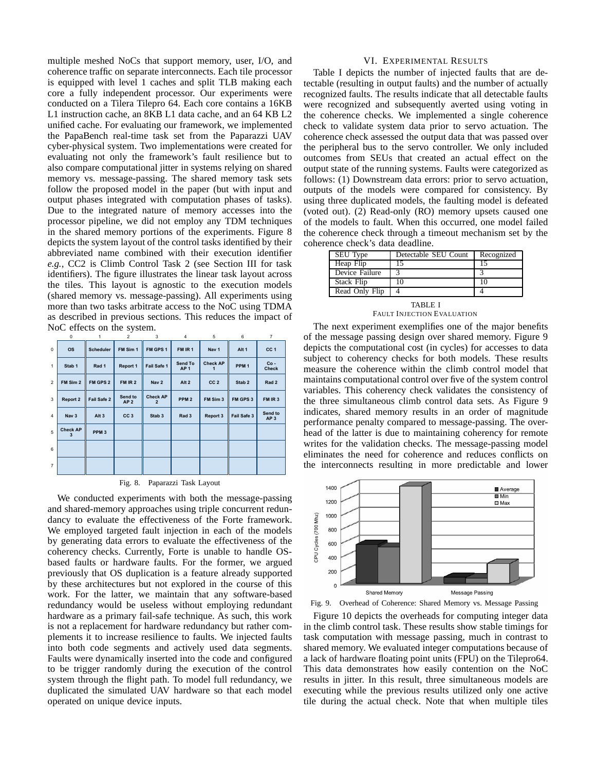multiple meshed NoCs that support memory, user, I/O, and coherence traffic on separate interconnects. Each tile processor is equipped with level 1 caches and split TLB making each core a fully independent processor. Our experiments were conducted on a Tilera Tilepro 64. Each core contains a 16KB L1 instruction cache, an 8KB L1 data cache, and an 64 KB L2 unified cache. For evaluating our framework, we implemented the PapaBench real-time task set from the Paparazzi UAV cyber-physical system. Two implementations were created for evaluating not only the framework's fault resilience but to also compare computational jitter in systems relying on shared memory vs. message-passing. The shared memory task sets follow the proposed model in the paper (but with input and output phases integrated with computation phases of tasks). Due to the integrated nature of memory accesses into the processor pipeline, we did not employ any TDM techniques in the shared memory portions of the experiments. Figure 8 depicts the system layout of the control tasks identified by their abbreviated name combined with their execution identifier *e.g.*, CC2 is Climb Control Task 2 (see Section III for task identifiers). The figure illustrates the linear task layout across the tiles. This layout is agnostic to the execution models (shared memory vs. message-passing). All experiments using more than two tasks arbitrate access to the NoC using TDMA as described in previous sections. This reduces the impact of NoC effects on the system.

0 1 2 3 4 5 6 7

0 OS Scheduler FM Sim 1 FM GPS 1 FM IR 1 Nav 1 Alt 1 CC 1

1 Stab 1 Rad 1 Report 1 Fail Safe 1 Send To AP 1 Check AP 1 PPM 1 Co - Check

2 FM Sim 2 FM GPS 2 FM IR 2 Nav 2 Alt 2 CC 2 Stab 2 Rad 2

3 Report 2 Fail Safe 2 Send to AP 2 Check AP 2 PPM 2 FM Sim 3 FM GPS 3 FM IR 3

4 Nav 3 Alt 3 CC 3 Stab 3 Rad 3 Report 3 Fail Safe 3 Send to AP 3

5 Check AP 3 PPM 3

6

7

Fig. 8. Paparazzi Task Layout

We conducted experiments with both the message-passing and shared-memory approaches using triple concurrent redundancy to evaluate the effectiveness of the Forte framework. We employed targeted fault injection in each of the models by generating data errors to evaluate the effectiveness of the coherency checks. Currently, Forte is unable to handle OS-based faults or hardware faults. For the former, we argued previously that OS duplication is a feature already supported by these architectures but not explored in the course of this work. For the latter, we maintain that any software-based redundancy would be useless without employing redundant hardware as a primary fail-safe technique. As such, this work is not a replacement for hardware redundancy but rather complements it to increase resilience to faults. We injected faults into both code segments and actively used data segments. Faults were dynamically inserted into the code and configured to be trigger randomly during the execution of the control system through the flight path. To model full redundancy, we duplicated the simulated UAV hardware so that each model operated on unique device inputs.

## VI. Experimental Results

Table I depicts the number of injected faults that are detectable (resulting in output faults) and the number of actually recognized faults. The results indicate that all detectable faults were recognized and subsequently averted using voting in the coherence checks. We implemented a single coherence check to validate system data prior to servo actuation. The coherence check assessed the output data that was passed over the peripheral bus to the servo controller. We only included outcomes from SEUs that created an actual effect on the output state of the running systems. Faults were categorized as follows: (1) Downstream data errors: prior to servo actuation, outputs of the models were compared for consistency. By using three duplicated models, the faulting model is defeated (voted out). (2) Read-only (RO) memory upsets caused one of the models to fault. When this occurred, one model failed the coherence check through a timeout mechanism set by the coherence check's data deadline.

| SEU Type | Detectable SEU Count | Recognized |
|---|---|---|
| Heap Flip | 15 | 15 |
| Device Failure | 3 | 3 |
| Stack Flip | 10 | 10 |
| Read Only Flip | 4 | 4 |

TABLE I
Fault Injection Evaluation

The next experiment exemplifies one of the major benefits of the message passing design over shared memory. Figure 9 depicts the computational cost (in cycles) for accesses to data subject to coherency checks for both models. These results measure the coherence within the climb control model that maintains computational control over five of the system control variables. This coherency check validates the consistency of the three simultaneous climb control data sets. As Figure 9 indicates, shared memory results in an order of magnitude performance penalty compared to message-passing. The overhead of the latter is due to maintaining coherency for remote writes for the validation checks. The message-passing model eliminates the need for coherence and reduces conflicts on the interconnects resulting in more predictable and lower

1400
1200
1000
800
600
400
200
0
CPU Cycles (700 Mhz)
Average
Min
Max
Shared Memory
Message Passing

Fig. 9. Overhead of Coherence: Shared Memory vs. Message Passing

Figure 10 depicts the overheads for computing integer data in the climb control task. These results show stable timings for task computation with message passing, much in contrast to shared memory. We evaluated integer computations because of a lack of hardware floating point units (FPU) on the Tilepro64. This data demonstrates how easily contention on the NoC results in jitter. In this result, three simultaneous models are executing while the previous results utilized only one active tile during the actual check. Note that when multiple tiles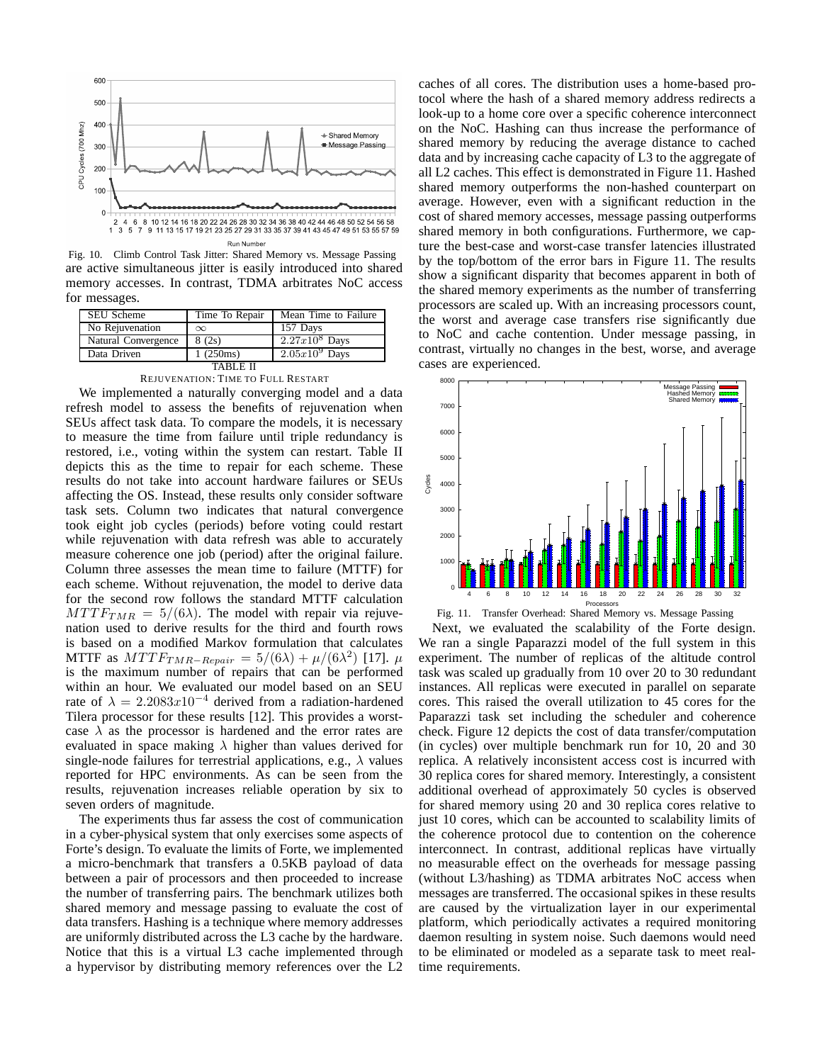600
500
400
300
200
100
0
CPU Cycles (700 Mhz)
Shared Memory
Message Passing
2 4 6 8 10 12 14 16 18 20 22 24 26 28 30 32 34 36 38 40 42 44 46 48 50 52 54 56 58
1 3 5 7 9 11 13 15 17 19 21 23 25 27 29 31 33 35 37 39 41 43 45 47 49 51 53 55 57 59
Run Number

Fig. 10. Climb Control Task Jitter: Shared Memory vs. Message Passing

are active simultaneous jitter is easily introduced into shared memory accesses. In contrast, TDMA arbitrates NoC access for messages.

| SEU Scheme | Time To Repair | Mean Time to Failure |
|---|---|---|
| No Rejuvenation | $\infty$ | 157 Days |
| Natural Convergence | 8 (2s) | $2.27x10^8$ Days |
| Data Driven | 1 (250ms) | $2.05x10^9$ Days |

TABLE II
REJUVENATION: TIME TO FULL RESTART

We implemented a naturally converging model and a data refresh model to assess the benefits of rejuvenation when SEUs affect task data. To compare the models, it is necessary to measure the time from failure until triple redundancy is restored, i.e., voting within the system can restart. Table II depicts this as the time to repair for each scheme. These results do not take into account hardware failures or SEUs affecting the OS. Instead, these results only consider software task sets. Column two indicates that natural convergence took eight job cycles (periods) before voting could restart while rejuvenation with data refresh was able to accurately measure coherence one job (period) after the original failure. Column three assesses the mean time to failure (MTTF) for each scheme. Without rejuvenation, the model to derive data for the second row follows the standard MTTF calculation $MTTF_{TMR} = 5/(6\lambda)$. The model with repair via rejuvenation used to derive results for the third and fourth rows is based on a modified Markov formulation that calculates MTTF as $MTTF_{TMR-Repair} = 5/(6\lambda) + \mu/(6\lambda^2)$ [17]. $\mu$ is the maximum number of repairs that can be performed within an hour. We evaluated our model based on an SEU rate of $\lambda = 2.2083x10^{-4}$ derived from a radiation-hardened Tilera processor for these results [12]. This provides a worst-case $\lambda$ as the processor is hardened and the error rates are evaluated in space making $\lambda$ higher than values derived for single-node failures for terrestrial applications, e.g., $\lambda$ values reported for HPC environments. As can be seen from the results, rejuvenation increases reliable operation by six to seven orders of magnitude.

The experiments thus far assess the cost of communication in a cyber-physical system that only exercises some aspects of Forte's design. To evaluate the limits of Forte, we implemented a micro-benchmark that transfers a 0.5KB payload of data between a pair of processors and then proceeded to increase the number of transferring pairs. The benchmark utilizes both shared memory and message passing to evaluate the cost of data transfers. Hashing is a technique where memory addresses are uniformly distributed across the L3 cache by the hardware. Notice that this is a virtual L3 cache implemented through a hypervisor by distributing memory references over the L2 caches of all cores. The distribution uses a home-based protocol where the hash of a shared memory address redirects a look-up to a home core over a specific coherence interconnect on the NoC. Hashing can thus increase the performance of shared memory by reducing the average distance to cached data and by increasing cache capacity of L3 to the aggregate of all L2 caches. This effect is demonstrated in Figure 11. Hashed shared memory outperforms the non-hashed counterpart on average. However, even with a significant reduction in the cost of shared memory accesses, message passing outperforms shared memory in both configurations. Furthermore, we capture the best-case and worst-case transfer latencies illustrated by the top/bottom of the error bars in Figure 11. The results show a significant disparity that becomes apparent in both of the shared memory experiments as the number of transferring processors are scaled up. With an increasing processors count, the worst and average case transfers rise significantly due to NoC and cache contention. Under message passing, in contrast, virtually no changes in the best, worse, and average cases are experienced.

8000
7000
6000
5000
4000
3000
2000
1000
0
Cycles
Message Passing
Hashed Memory
Shared Memory
4 6 8 10 12 14 16 18 20 22 24 26 28 30 32
Processors

Fig. 11. Transfer Overhead: Shared Memory vs. Message Passing

Next, we evaluated the scalability of the Forte design. We ran a single Paparazzi model of the full system in this experiment. The number of replicas of the altitude control task was scaled up gradually from 10 over 20 to 30 redundant instances. All replicas were executed in parallel on separate cores. This raised the overall utilization to 45 cores for the Paparazzi task set including the scheduler and coherence check. Figure 12 depicts the cost of data transfer/computation (in cycles) over multiple benchmark run for 10, 20 and 30 replica. A relatively inconsistent access cost is incurred with 30 replica cores for shared memory. Interestingly, a consistent additional overhead of approximately 50 cycles is observed for shared memory using 20 and 30 replica cores relative to just 10 cores, which can be accounted to scalability limits of the coherence protocol due to contention on the coherence interconnect. In contrast, additional replicas have virtually no measurable effect on the overheads for message passing (without L3/hashing) as TDMA arbitrates NoC access when messages are transferred. The occasional spikes in these results are caused by the virtualization layer in our experimental platform, which periodically activates a required monitoring daemon resulting in system noise. Such daemons would need to be eliminated or modeled as a separate task to meet real-time requirements.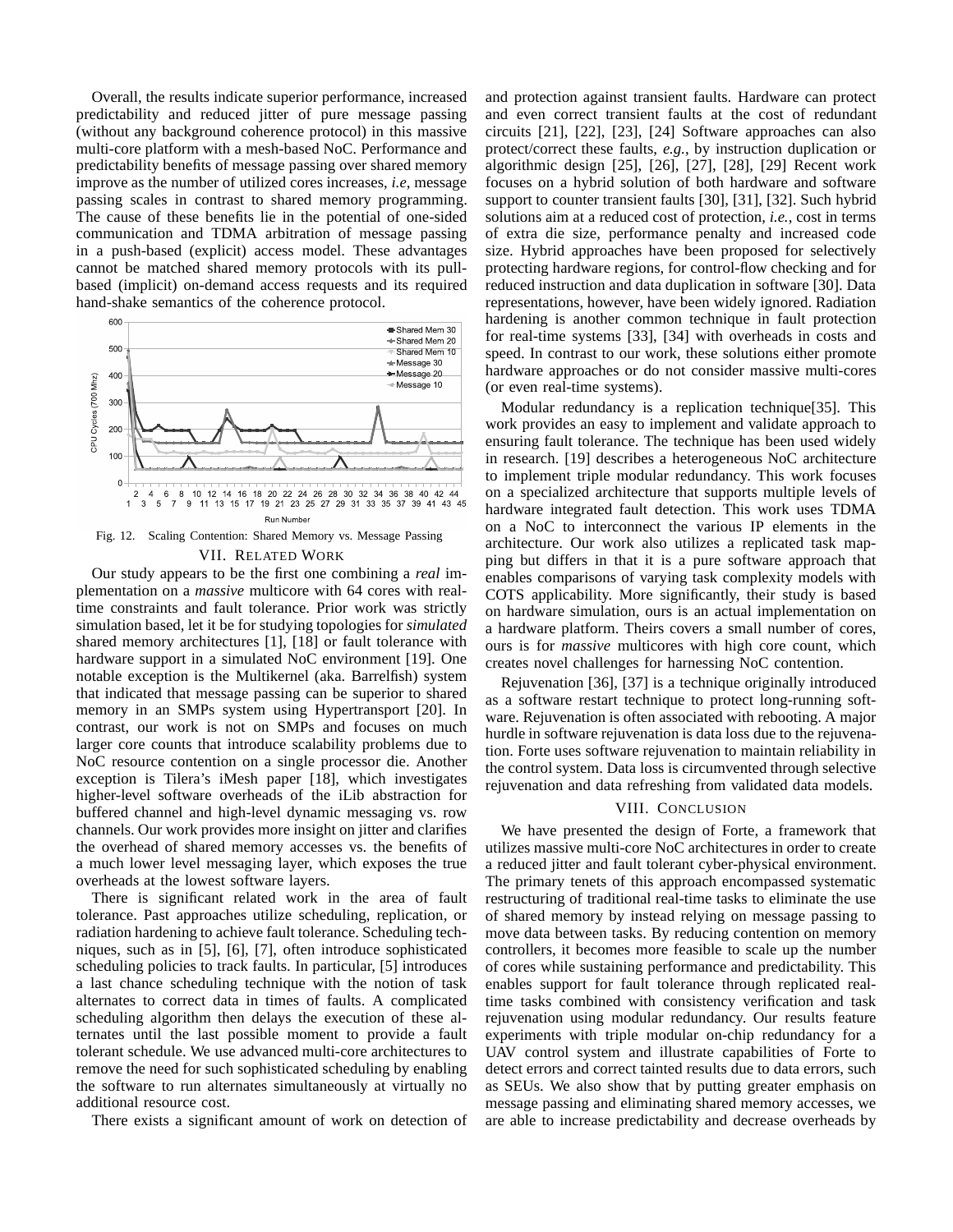Overall, the results indicate superior performance, increased predictability and reduced jitter of pure message passing (without any background coherence protocol) in this massive multi-core platform with a mesh-based NoC. Performance and predictability benefits of message passing over shared memory improve as the number of utilized cores increases, *i.e,* message passing scales in contrast to shared memory programming. The cause of these benefits lie in the potential of one-sided communication and TDMA arbitration of message passing in a push-based (explicit) access model. These advantages cannot be matched shared memory protocols with its pull-based (implicit) on-demand access requests and its required hand-shake semantics of the coherence protocol.

600
500
400
300
200
100
0
CPU Cycles (700 Mhz)
Shared Mem 30
Shared Mem 20
Shared Mem 10
Message 30
Message 20
Message 10
2 4 6 8 10 12 14 16 18 20 22 24 26 28 30 32 34 36 38 40 42 44
1 3 5 7 9 11 13 15 17 19 21 23 25 27 29 31 33 35 37 39 41 43 45
Run Number

Fig. 12. Scaling Contention: Shared Memory vs. Message Passing

## VII. Related Work

Our study appears to be the first one combining a *real* implementation on a *massive* multicore with 64 cores with real-time constraints and fault tolerance. Prior work was strictly simulation based, let it be for studying topologies for *simulated* shared memory architectures [1], [18] or fault tolerance with hardware support in a simulated NoC environment [19]. One notable exception is the Multikernel (aka. Barrelfish) system that indicated that message passing can be superior to shared memory in an SMPs system using Hypertransport [20]. In contrast, our work is not on SMPs and focuses on much larger core counts that introduce scalability problems due to NoC resource contention on a single processor die. Another exception is Tilera's iMesh paper [18], which investigates higher-level software overheads of the iLib abstraction for buffered channel and high-level dynamic messaging vs. row channels. Our work provides more insight on jitter and clarifies the overhead of shared memory accesses vs. the benefits of a much lower level messaging layer, which exposes the true overheads at the lowest software layers.

There is significant related work in the area of fault tolerance. Past approaches utilize scheduling, replication, or radiation hardening to achieve fault tolerance. Scheduling techniques, such as in [5], [6], [7], often introduce sophisticated scheduling policies to track faults. In particular, [5] introduces a last chance scheduling technique with the notion of task alternates to correct data in times of faults. A complicated scheduling algorithm then delays the execution of these alternates until the last possible moment to provide a fault tolerant schedule. We use advanced multi-core architectures to remove the need for such sophisticated scheduling by enabling the software to run alternates simultaneously at virtually no additional resource cost.

There exists a significant amount of work on detection of and protection against transient faults. Hardware can protect and even correct transient faults at the cost of redundant circuits [21], [22], [23], [24] Software approaches can also protect/correct these faults, *e.g.*, by instruction duplication or algorithmic design [25], [26], [27], [28], [29] Recent work focuses on a hybrid solution of both hardware and software support to counter transient faults [30], [31], [32]. Such hybrid solutions aim at a reduced cost of protection, *i.e.*, cost in terms of extra die size, performance penalty and increased code size. Hybrid approaches have been proposed for selectively protecting hardware regions, for control-flow checking and for reduced instruction and data duplication in software [30]. Data representations, however, have been widely ignored. Radiation hardening is another common technique in fault protection for real-time systems [33], [34] with overheads in costs and speed. In contrast to our work, these solutions either promote hardware approaches or do not consider massive multi-cores (or even real-time systems).

Modular redundancy is a replication technique[35]. This work provides an easy to implement and validate approach to ensuring fault tolerance. The technique has been used widely in research. [19] describes a heterogeneous NoC architecture to implement triple modular redundancy. This work focuses on a specialized architecture that supports multiple levels of hardware integrated fault detection. This work uses TDMA on a NoC to interconnect the various IP elements in the architecture. Our work also utilizes a replicated task mapping but differs in that it is a pure software approach that enables comparisons of varying task complexity models with COTS applicability. More significantly, their study is based on hardware simulation, ours is an actual implementation on a hardware platform. Theirs covers a small number of cores, ours is for *massive* multicores with high core count, which creates novel challenges for harnessing NoC contention.

Rejuvenation [36], [37] is a technique originally introduced as a software restart technique to protect long-running software. Rejuvenation is often associated with rebooting. A major hurdle in software rejuvenation is data loss due to the rejuvenation. Forte uses software rejuvenation to maintain reliability in the control system. Data loss is circumvented through selective rejuvenation and data refreshing from validated data models.

## VIII. Conclusion

We have presented the design of Forte, a framework that utilizes massive multi-core NoC architectures in order to create a reduced jitter and fault tolerant cyber-physical environment. The primary tenets of this approach encompassed systematic restructuring of traditional real-time tasks to eliminate the use of shared memory by instead relying on message passing to move data between tasks. By reducing contention on memory controllers, it becomes more feasible to scale up the number of cores while sustaining performance and predictability. This enables support for fault tolerance through replicated real-time tasks combined with consistency verification and task rejuvenation using modular redundancy. Our results feature experiments with triple modular on-chip redundancy for a UAV control system and illustrate capabilities of Forte to detect errors and correct tainted results due to data errors, such as SEUs. We also show that by putting greater emphasis on message passing and eliminating shared memory accesses, we are able to increase predictability and decrease overheads by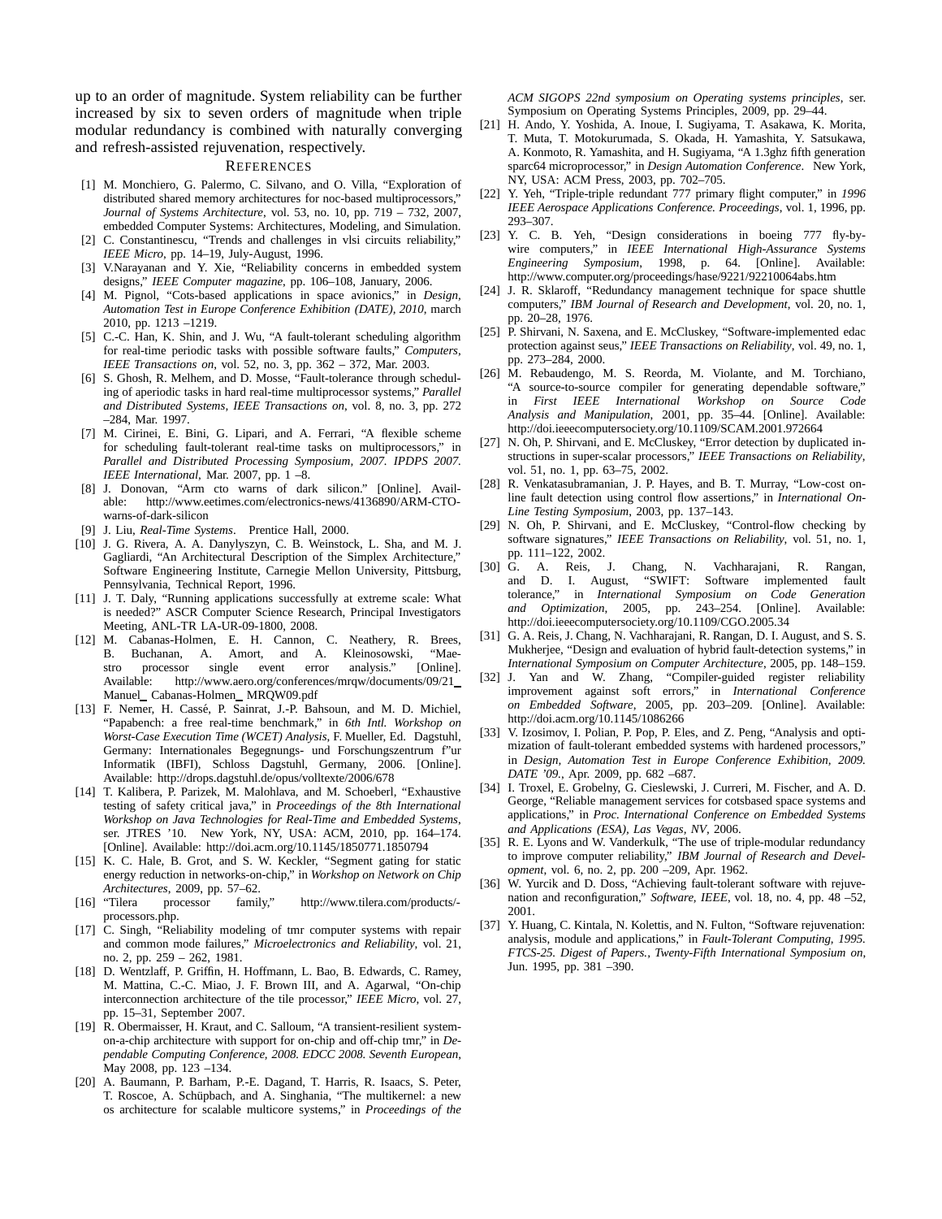up to an order of magnitude. System reliability can be further increased by six to seven orders of magnitude when triple modular redundancy is combined with naturally converging and refresh-assisted rejuvenation, respectively.

## References

[1] M. Monchiero, G. Palermo, C. Silvano, and O. Villa, "Exploration of distributed shared memory architectures for noc-based multiprocessors," *Journal of Systems Architecture*, vol. 53, no. 10, pp. 719 – 732, 2007, embedded Computer Systems: Architectures, Modeling, and Simulation.

[2] C. Constantinescu, "Trends and challenges in vlsi circuits reliability," *IEEE Micro*, pp. 14–19, July-August, 1996.

[3] V.Narayanan and Y. Xie, "Reliability concerns in embedded system designs," *IEEE Computer magazine*, pp. 106–108, January, 2006.

[4] M. Pignol, "Cots-based applications in space avionics," in *Design, Automation Test in Europe Conference Exhibition (DATE), 2010*, march 2010, pp. 1213 –1219.

[5] C.-C. Han, K. Shin, and J. Wu, "A fault-tolerant scheduling algorithm for real-time periodic tasks with possible software faults," *Computers, IEEE Transactions on*, vol. 52, no. 3, pp. 362 – 372, Mar. 2003.

[6] S. Ghosh, R. Melhem, and D. Mosse, "Fault-tolerance through scheduling of aperiodic tasks in hard real-time multiprocessor systems," *Parallel and Distributed Systems, IEEE Transactions on*, vol. 8, no. 3, pp. 272 –284, Mar. 1997.

[7] M. Cirinei, E. Bini, G. Lipari, and A. Ferrari, "A flexible scheme for scheduling fault-tolerant real-time tasks on multiprocessors," in *Parallel and Distributed Processing Symposium, 2007. IPDPS 2007. IEEE International*, Mar. 2007, pp. 1 –8.

[8] J. Donovan, "Arm cto warns of dark silicon." [Online]. Available: http://www.eetimes.com/electronics-news/4136890/ARM-CTO-warns-of-dark-silicon

[9] J. Liu, *Real-Time Systems*. Prentice Hall, 2000.

[10] J. G. Rivera, A. A. Danylyszyn, C. B. Weinstock, L. Sha, and M. J. Gagliardi, "An Architectural Description of the Simplex Architecture," Software Engineering Institute, Carnegie Mellon University, Pittsburg, Pennsylvania, Technical Report, 1996.

[11] J. T. Daly, "Running applications successfully at extreme scale: What is needed?" ASCR Computer Science Research, Principal Investigators Meeting, ANL-TR LA-UR-09-1800, 2008.

[12] M. Cabanas-Holmen, E. H. Cannon, C. Neathery, R. Brees, B. Buchanan, A. Amort, and A. Kleinosowski, "Maestro processor single event error analysis." [Online]. Available: http://www.aero.org/conferences/mrqw/documents/09/21_Manuel_Cabanas-Holmen_MRQW09.pdf

[13] F. Nemer, H. Cassé, P. Sainrat, J.-P. Bahsoun, and M. D. Michiel, "Papabench: a free real-time benchmark," in *6th Intl. Workshop on Worst-Case Execution Time (WCET) Analysis*, F. Mueller, Ed. Dagstuhl, Germany: Internationales Begegnungs- und Forschungszentrum f"ur Informatik (IBFI), Schloss Dagstuhl, Germany, 2006. [Online]. Available: http://drops.dagstuhl.de/opus/volltexte/2006/678

[14] T. Kalibera, P. Parizek, M. Malohlava, and M. Schoeberl, "Exhaustive testing of safety critical java," in *Proceedings of the 8th International Workshop on Java Technologies for Real-Time and Embedded Systems*, ser. JTRES '10. New York, NY, USA: ACM, 2010, pp. 164–174. [Online]. Available: http://doi.acm.org/10.1145/1850771.1850794

[15] K. C. Hale, B. Grot, and S. W. Keckler, "Segment gating for static energy reduction in networks-on-chip," in *Workshop on Network on Chip Architectures*, 2009, pp. 57–62.

[16] "Tilera processor family," http://www.tilera.com/products/-processors.php.

[17] C. Singh, "Reliability modeling of tmr computer systems with repair and common mode failures," *Microelectronics and Reliability*, vol. 21, no. 2, pp. 259 – 262, 1981.

[18] D. Wentzlaff, P. Griffin, H. Hoffmann, L. Bao, B. Edwards, C. Ramey, M. Mattina, C.-C. Miao, J. F. Brown III, and A. Agarwal, "On-chip interconnection architecture of the tile processor," *IEEE Micro*, vol. 27, pp. 15–31, September 2007.

[19] R. Obermaisser, H. Kraut, and C. Salloum, "A transient-resilient system-on-a-chip architecture with support for on-chip and off-chip tmr," in *Dependable Computing Conference, 2008. EDCC 2008. Seventh European*, May 2008, pp. 123 –134.

[20] A. Baumann, P. Barham, P.-E. Dagand, T. Harris, R. Isaacs, S. Peter, T. Roscoe, A. Schüpbach, and A. Singhania, "The multikernel: a new os architecture for scalable multicore systems," in *Proceedings of the ACM SIGOPS 22nd symposium on Operating systems principles*, ser. Symposium on Operating Systems Principles, 2009, pp. 29–44.

[21] H. Ando, Y. Yoshida, A. Inoue, I. Sugiyama, T. Asakawa, K. Morita, T. Muta, T. Motokurumada, S. Okada, H. Yamashita, Y. Satsukawa, A. Konmoto, R. Yamashita, and H. Sugiyama, "A 1.3ghz fifth generation sparc64 microprocessor," in *Design Automation Conference*. New York, NY, USA: ACM Press, 2003, pp. 702–705.

[22] Y. Yeh, "Triple-triple redundant 777 primary flight computer," in *1996 IEEE Aerospace Applications Conference. Proceedings*, vol. 1, 1996, pp. 293–307.

[23] Y. C. B. Yeh, "Design considerations in boeing 777 fly-by-wire computers," in *IEEE International High-Assurance Systems Engineering Symposium*, 1998, p. 64. [Online]. Available: http://www.computer.org/proceedings/hase/9221/92210064abs.htm

[24] J. R. Sklaroff, "Redundancy management technique for space shuttle computers," *IBM Journal of Research and Development*, vol. 20, no. 1, pp. 20–28, 1976.

[25] P. Shirvani, N. Saxena, and E. McCluskey, "Software-implemented edac protection against seus," *IEEE Transactions on Reliability*, vol. 49, no. 1, pp. 273–284, 2000.

[26] M. Rebaudengo, M. S. Reorda, M. Violante, and M. Torchiano, "A source-to-source compiler for generating dependable software," in *First IEEE International Workshop on Source Code Analysis and Manipulation*, 2001, pp. 35–44. [Online]. Available: http://doi.ieeecomputersociety.org/10.1109/SCAM.2001.972664

[27] N. Oh, P. Shirvani, and E. McCluskey, "Error detection by duplicated instructions in super-scalar processors," *IEEE Transactions on Reliability*, vol. 51, no. 1, pp. 63–75, 2002.

[28] R. Venkatasubramanian, J. P. Hayes, and B. T. Murray, "Low-cost on-line fault detection using control flow assertions," in *International On-Line Testing Symposium*, 2003, pp. 137–143.

[29] N. Oh, P. Shirvani, and E. McCluskey, "Control-flow checking by software signatures," *IEEE Transactions on Reliability*, vol. 51, no. 1, pp. 111–122, 2002.

[30] G. A. Reis, J. Chang, N. Vachharajani, R. Rangan, and D. I. August, "SWIFT: Software implemented fault tolerance," in *International Symposium on Code Generation and Optimization*, 2005, pp. 243–254. [Online]. Available: http://doi.ieeecomputersociety.org/10.1109/CGO.2005.34

[31] G. A. Reis, J. Chang, N. Vachharajani, R. Rangan, D. I. August, and S. S. Mukherjee, "Design and evaluation of hybrid fault-detection systems," in *International Symposium on Computer Architecture*, 2005, pp. 148–159.

[32] J. Yan and W. Zhang, "Compiler-guided register reliability improvement against soft errors," in *International Conference on Embedded Software*, 2005, pp. 203–209. [Online]. Available: http://doi.acm.org/10.1145/1086266

[33] V. Izosimov, I. Polian, P. Pop, P. Eles, and Z. Peng, "Analysis and optimization of fault-tolerant embedded systems with hardened processors," in *Design, Automation Test in Europe Conference Exhibition, 2009. DATE '09.*, Apr. 2009, pp. 682 –687.

[34] I. Troxel, E. Grobelny, G. Cieslewski, J. Curreri, M. Fischer, and A. D. George, "Reliable management services for cotsbased space systems and applications," in *Proc. International Conference on Embedded Systems and Applications (ESA), Las Vegas, NV*, 2006.

[35] R. E. Lyons and W. Vanderkulk, "The use of triple-modular redundancy to improve computer reliability," *IBM Journal of Research and Development*, vol. 6, no. 2, pp. 200 –209, Apr. 1962.

[36] W. Yurcik and D. Doss, "Achieving fault-tolerant software with rejuvenation and reconfiguration," *Software, IEEE*, vol. 18, no. 4, pp. 48 –52, 2001.

[37] Y. Huang, C. Kintala, N. Kolettis, and N. Fulton, "Software rejuvenation: analysis, module and applications," in *Fault-Tolerant Computing, 1995. FTCS-25. Digest of Papers., Twenty-Fifth International Symposium on*, Jun. 1995, pp. 381 –390.